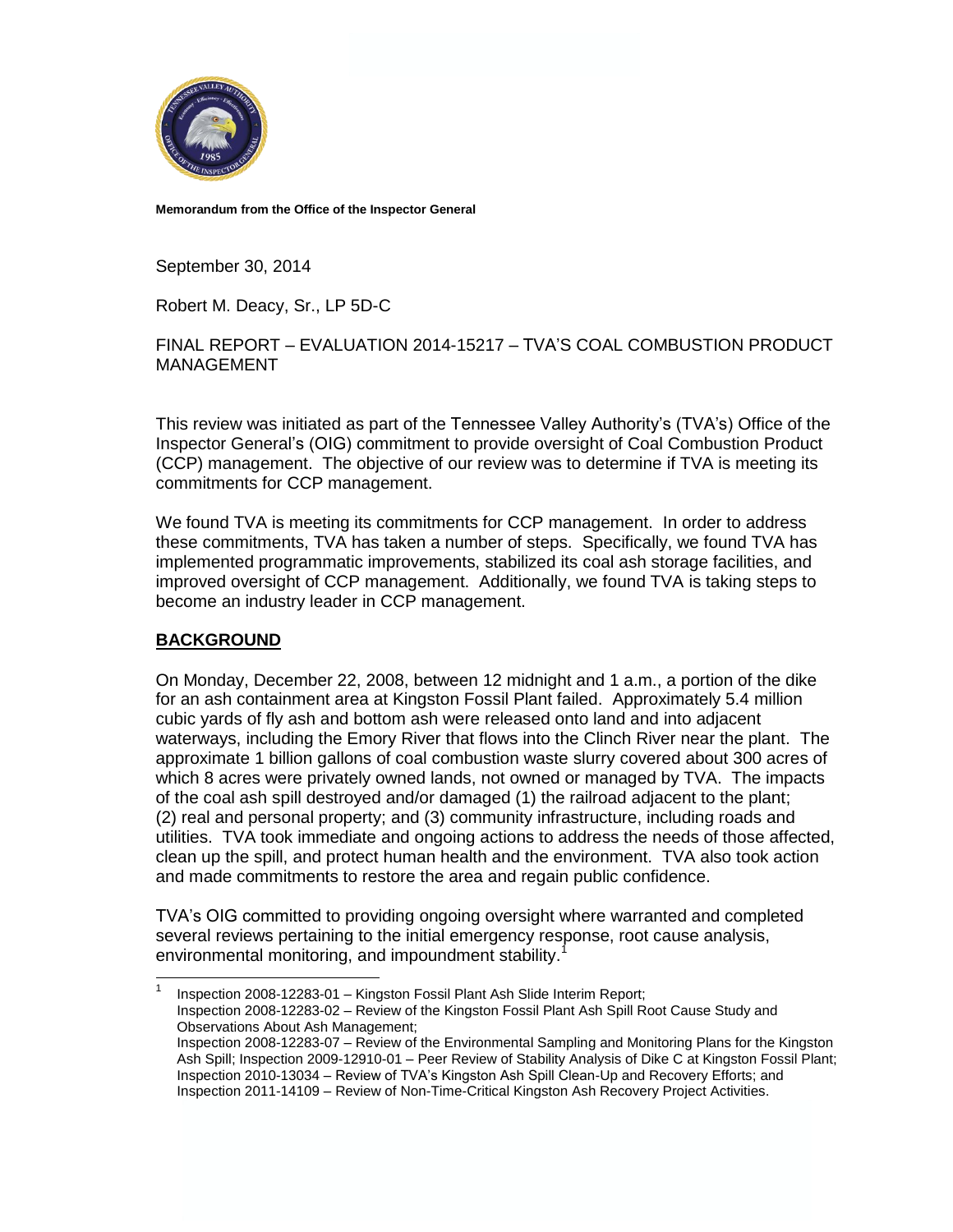**Memorandum from the Office of the Inspector General**

September 30, 2014

Robert M. Deacy, Sr., LP 5D-C

FINAL REPORT – EVALUATION 2014-15217 – TVA'S COAL COMBUSTION PRODUCT MANAGEMENT

This review was initiated as part of the Tennessee Valley Authority's (TVA's) Office of the Inspector General's (OIG) commitment to provide oversight of Coal Combustion Product (CCP) management. The objective of our review was to determine if TVA is meeting its commitments for CCP management.

We found TVA is meeting its commitments for CCP management. In order to address these commitments, TVA has taken a number of steps. Specifically, we found TVA has implemented programmatic improvements, stabilized its coal ash storage facilities, and improved oversight of CCP management. Additionally, we found TVA is taking steps to become an industry leader in CCP management.

## BACKGROUND

On Monday, December 22, 2008, between 12 midnight and 1 a.m., a portion of the dike for an ash containment area at Kingston Fossil Plant failed. Approximately 5.4 million cubic yards of fly ash and bottom ash were released onto land and into adjacent waterways, including the Emory River that flows into the Clinch River near the plant. The approximate 1 billion gallons of coal combustion waste slurry covered about 300 acres of which 8 acres were privately owned lands, not owned or managed by TVA. The impacts of the coal ash spill destroyed and/or damaged (1) the railroad adjacent to the plant; (2) real and personal property; and (3) community infrastructure, including roads and utilities. TVA took immediate and ongoing actions to address the needs of those affected, clean up the spill, and protect human health and the environment. TVA also took action and made commitments to restore the area and regain public confidence.

TVA's OIG committed to providing ongoing oversight where warranted and completed several reviews pertaining to the initial emergency response, root cause analysis, environmental monitoring, and impoundment stability.[1]

---

[1] Inspection 2008-12283-01 – Kingston Fossil Plant Ash Slide Interim Report;
Inspection 2008-12283-02 – Review of the Kingston Fossil Plant Ash Spill Root Cause Study and Observations About Ash Management;
Inspection 2008-12283-07 – Review of the Environmental Sampling and Monitoring Plans for the Kingston Ash Spill; Inspection 2009-12910-01 – Peer Review of Stability Analysis of Dike C at Kingston Fossil Plant; Inspection 2010-13034 – Review of TVA's Kingston Ash Spill Clean-Up and Recovery Efforts; and Inspection 2011-14109 – Review of Non-Time-Critical Kingston Ash Recovery Project Activities.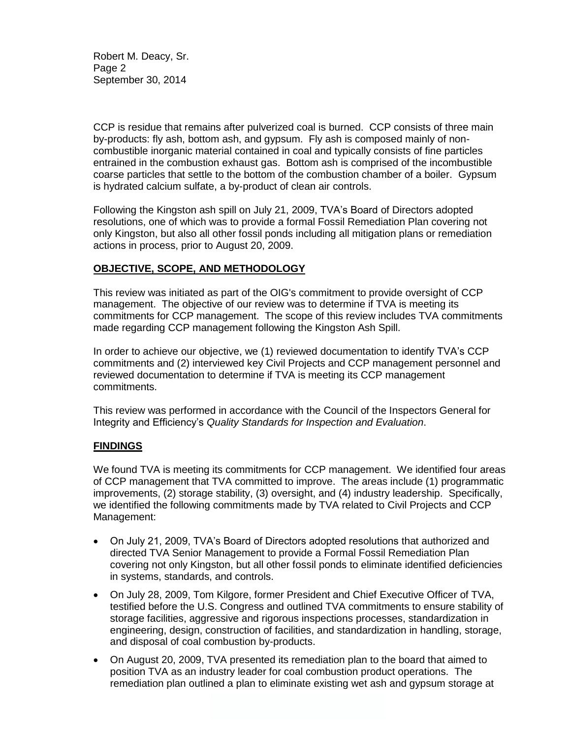CCP is residue that remains after pulverized coal is burned. CCP consists of three main by-products: fly ash, bottom ash, and gypsum. Fly ash is composed mainly of non-combustible inorganic material contained in coal and typically consists of fine particles entrained in the combustion exhaust gas. Bottom ash is comprised of the incombustible coarse particles that settle to the bottom of the combustion chamber of a boiler. Gypsum is hydrated calcium sulfate, a by-product of clean air controls.

Following the Kingston ash spill on July 21, 2009, TVA's Board of Directors adopted resolutions, one of which was to provide a formal Fossil Remediation Plan covering not only Kingston, but also all other fossil ponds including all mitigation plans or remediation actions in process, prior to August 20, 2009.

## OBJECTIVE, SCOPE, AND METHODOLOGY

This review was initiated as part of the OIG's commitment to provide oversight of CCP management. The objective of our review was to determine if TVA is meeting its commitments for CCP management. The scope of this review includes TVA commitments made regarding CCP management following the Kingston Ash Spill.

In order to achieve our objective, we (1) reviewed documentation to identify TVA's CCP commitments and (2) interviewed key Civil Projects and CCP management personnel and reviewed documentation to determine if TVA is meeting its CCP management commitments.

This review was performed in accordance with the Council of the Inspectors General for Integrity and Efficiency's *Quality Standards for Inspection and Evaluation*.

## FINDINGS

We found TVA is meeting its commitments for CCP management. We identified four areas of CCP management that TVA committed to improve. The areas include (1) programmatic improvements, (2) storage stability, (3) oversight, and (4) industry leadership. Specifically, we identified the following commitments made by TVA related to Civil Projects and CCP Management:

- On July 21, 2009, TVA's Board of Directors adopted resolutions that authorized and directed TVA Senior Management to provide a Formal Fossil Remediation Plan covering not only Kingston, but all other fossil ponds to eliminate identified deficiencies in systems, standards, and controls.
- On July 28, 2009, Tom Kilgore, former President and Chief Executive Officer of TVA, testified before the U.S. Congress and outlined TVA commitments to ensure stability of storage facilities, aggressive and rigorous inspections processes, standardization in engineering, design, construction of facilities, and standardization in handling, storage, and disposal of coal combustion by-products.
- On August 20, 2009, TVA presented its remediation plan to the board that aimed to position TVA as an industry leader for coal combustion product operations. The remediation plan outlined a plan to eliminate existing wet ash and gypsum storage at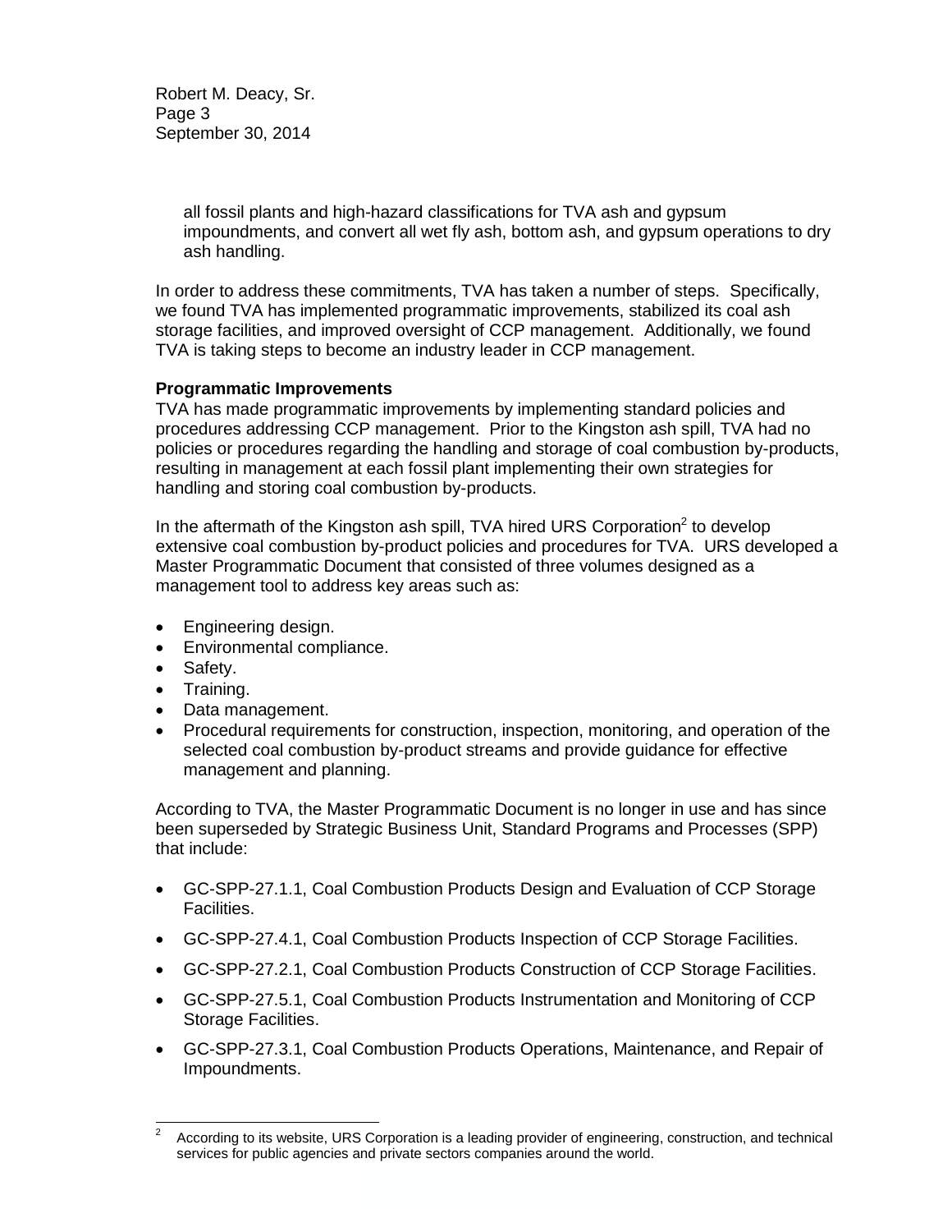all fossil plants and high-hazard classifications for TVA ash and gypsum impoundments, and convert all wet fly ash, bottom ash, and gypsum operations to dry ash handling.

In order to address these commitments, TVA has taken a number of steps. Specifically, we found TVA has implemented programmatic improvements, stabilized its coal ash storage facilities, and improved oversight of CCP management. Additionally, we found TVA is taking steps to become an industry leader in CCP management.

**Programmatic Improvements**
TVA has made programmatic improvements by implementing standard policies and procedures addressing CCP management. Prior to the Kingston ash spill, TVA had no policies or procedures regarding the handling and storage of coal combustion by-products, resulting in management at each fossil plant implementing their own strategies for handling and storing coal combustion by-products.

In the aftermath of the Kingston ash spill, TVA hired URS Corporation[2] to develop extensive coal combustion by-product policies and procedures for TVA. URS developed a Master Programmatic Document that consisted of three volumes designed as a management tool to address key areas such as:

- Engineering design.
- Environmental compliance.
- Safety.
- Training.
- Data management.
- Procedural requirements for construction, inspection, monitoring, and operation of the selected coal combustion by-product streams and provide guidance for effective management and planning.

According to TVA, the Master Programmatic Document is no longer in use and has since been superseded by Strategic Business Unit, Standard Programs and Processes (SPP) that include:

- GC-SPP-27.1.1, Coal Combustion Products Design and Evaluation of CCP Storage Facilities.
- GC-SPP-27.4.1, Coal Combustion Products Inspection of CCP Storage Facilities.
- GC-SPP-27.2.1, Coal Combustion Products Construction of CCP Storage Facilities.
- GC-SPP-27.5.1, Coal Combustion Products Instrumentation and Monitoring of CCP Storage Facilities.
- GC-SPP-27.3.1, Coal Combustion Products Operations, Maintenance, and Repair of Impoundments.

---

[2] According to its website, URS Corporation is a leading provider of engineering, construction, and technical services for public agencies and private sectors companies around the world.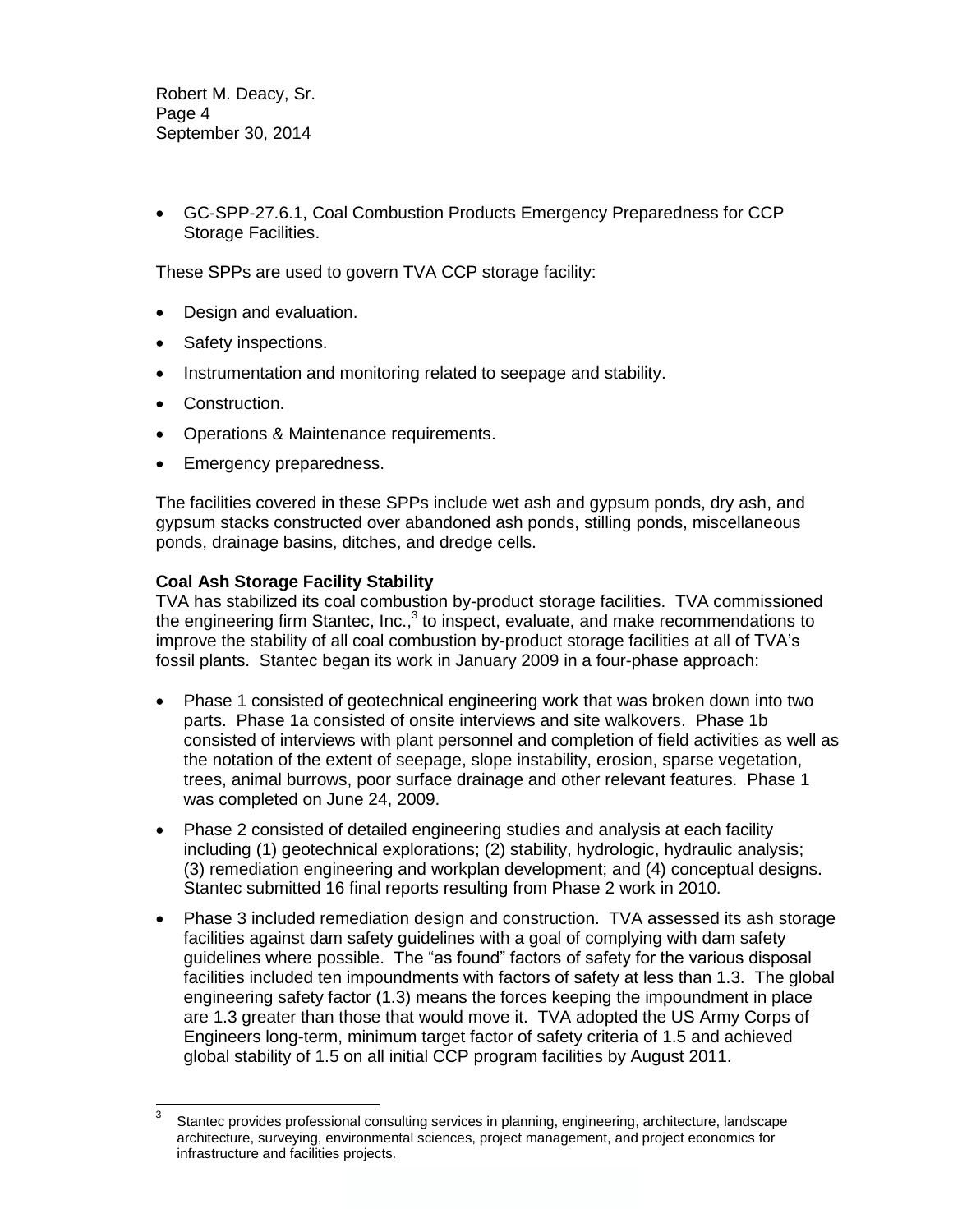- GC-SPP-27.6.1, Coal Combustion Products Emergency Preparedness for CCP Storage Facilities.

These SPPs are used to govern TVA CCP storage facility:

- Design and evaluation.
- Safety inspections.
- Instrumentation and monitoring related to seepage and stability.
- Construction.
- Operations & Maintenance requirements.
- Emergency preparedness.

The facilities covered in these SPPs include wet ash and gypsum ponds, dry ash, and gypsum stacks constructed over abandoned ash ponds, stilling ponds, miscellaneous ponds, drainage basins, ditches, and dredge cells.

**Coal Ash Storage Facility Stability**

TVA has stabilized its coal combustion by-product storage facilities. TVA commissioned the engineering firm Stantec, Inc.,[3] to inspect, evaluate, and make recommendations to improve the stability of all coal combustion by-product storage facilities at all of TVA's fossil plants. Stantec began its work in January 2009 in a four-phase approach:

- Phase 1 consisted of geotechnical engineering work that was broken down into two parts. Phase 1a consisted of onsite interviews and site walkovers. Phase 1b consisted of interviews with plant personnel and completion of field activities as well as the notation of the extent of seepage, slope instability, erosion, sparse vegetation, trees, animal burrows, poor surface drainage and other relevant features. Phase 1 was completed on June 24, 2009.
- Phase 2 consisted of detailed engineering studies and analysis at each facility including (1) geotechnical explorations; (2) stability, hydrologic, hydraulic analysis; (3) remediation engineering and workplan development; and (4) conceptual designs. Stantec submitted 16 final reports resulting from Phase 2 work in 2010.
- Phase 3 included remediation design and construction. TVA assessed its ash storage facilities against dam safety guidelines with a goal of complying with dam safety guidelines where possible. The "as found" factors of safety for the various disposal facilities included ten impoundments with factors of safety at less than 1.3. The global engineering safety factor (1.3) means the forces keeping the impoundment in place are 1.3 greater than those that would move it. TVA adopted the US Army Corps of Engineers long-term, minimum target factor of safety criteria of 1.5 and achieved global stability of 1.5 on all initial CCP program facilities by August 2011.

---

[3] Stantec provides professional consulting services in planning, engineering, architecture, landscape architecture, surveying, environmental sciences, project management, and project economics for infrastructure and facilities projects.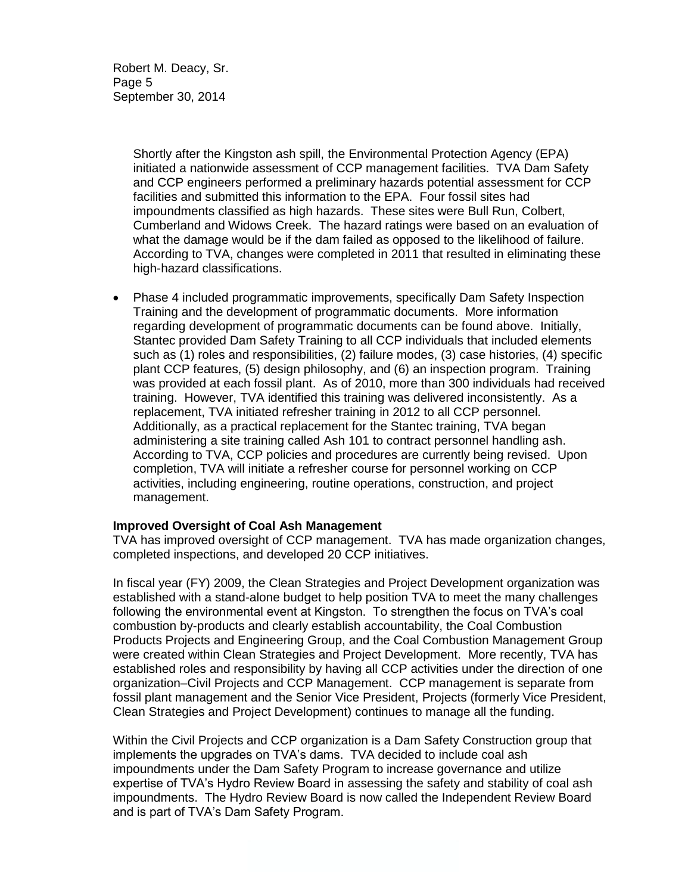Shortly after the Kingston ash spill, the Environmental Protection Agency (EPA) initiated a nationwide assessment of CCP management facilities. TVA Dam Safety and CCP engineers performed a preliminary hazards potential assessment for CCP facilities and submitted this information to the EPA. Four fossil sites had impoundments classified as high hazards. These sites were Bull Run, Colbert, Cumberland and Widows Creek. The hazard ratings were based on an evaluation of what the damage would be if the dam failed as opposed to the likelihood of failure. According to TVA, changes were completed in 2011 that resulted in eliminating these high-hazard classifications.

- Phase 4 included programmatic improvements, specifically Dam Safety Inspection Training and the development of programmatic documents. More information regarding development of programmatic documents can be found above. Initially, Stantec provided Dam Safety Training to all CCP individuals that included elements such as (1) roles and responsibilities, (2) failure modes, (3) case histories, (4) specific plant CCP features, (5) design philosophy, and (6) an inspection program. Training was provided at each fossil plant. As of 2010, more than 300 individuals had received training. However, TVA identified this training was delivered inconsistently. As a replacement, TVA initiated refresher training in 2012 to all CCP personnel. Additionally, as a practical replacement for the Stantec training, TVA began administering a site training called Ash 101 to contract personnel handling ash. According to TVA, CCP policies and procedures are currently being revised. Upon completion, TVA will initiate a refresher course for personnel working on CCP activities, including engineering, routine operations, construction, and project management.

**Improved Oversight of Coal Ash Management**

TVA has improved oversight of CCP management. TVA has made organization changes, completed inspections, and developed 20 CCP initiatives.

In fiscal year (FY) 2009, the Clean Strategies and Project Development organization was established with a stand-alone budget to help position TVA to meet the many challenges following the environmental event at Kingston. To strengthen the focus on TVA's coal combustion by-products and clearly establish accountability, the Coal Combustion Products Projects and Engineering Group, and the Coal Combustion Management Group were created within Clean Strategies and Project Development. More recently, TVA has established roles and responsibility by having all CCP activities under the direction of one organization–Civil Projects and CCP Management. CCP management is separate from fossil plant management and the Senior Vice President, Projects (formerly Vice President, Clean Strategies and Project Development) continues to manage all the funding.

Within the Civil Projects and CCP organization is a Dam Safety Construction group that implements the upgrades on TVA's dams. TVA decided to include coal ash impoundments under the Dam Safety Program to increase governance and utilize expertise of TVA's Hydro Review Board in assessing the safety and stability of coal ash impoundments. The Hydro Review Board is now called the Independent Review Board and is part of TVA's Dam Safety Program.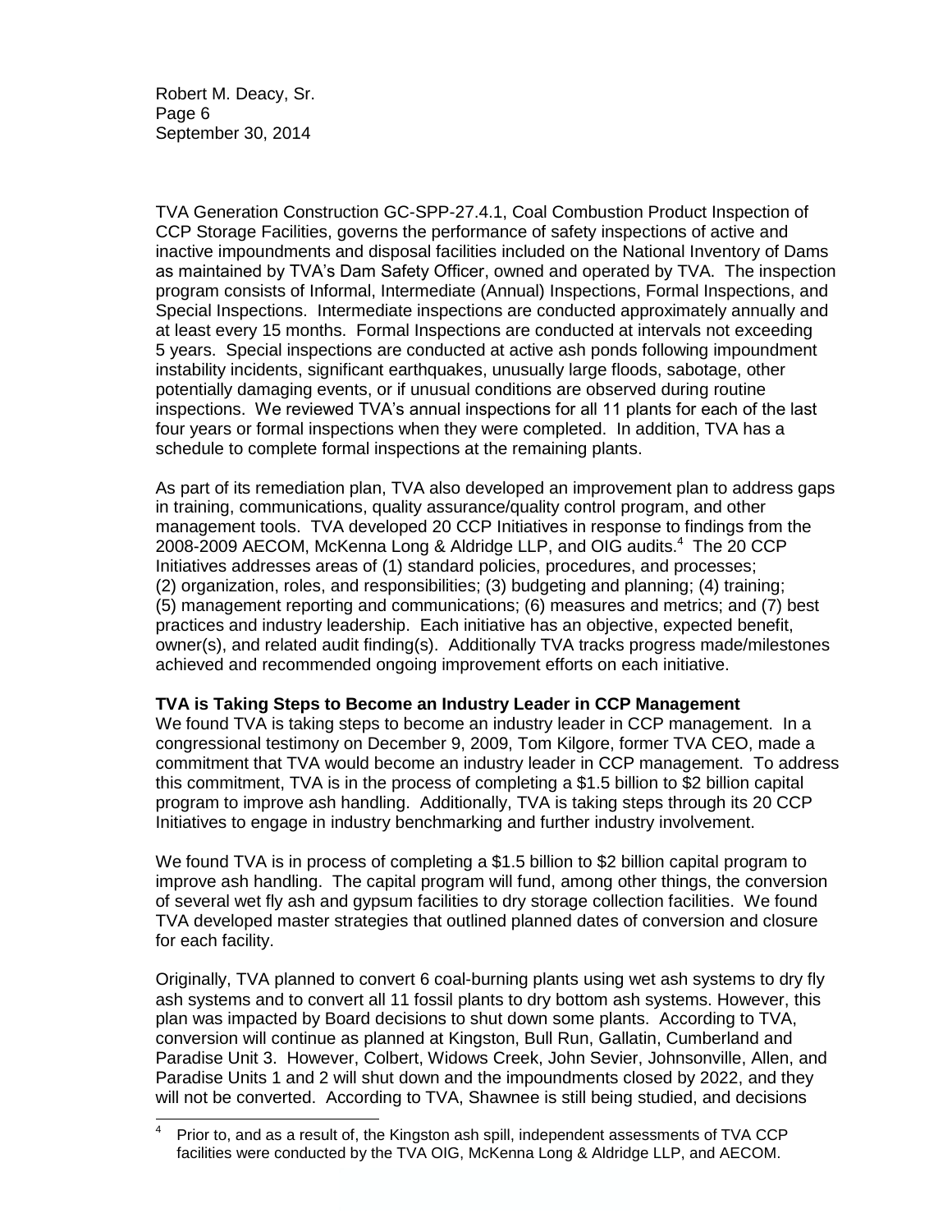TVA Generation Construction GC-SPP-27.4.1, Coal Combustion Product Inspection of CCP Storage Facilities, governs the performance of safety inspections of active and inactive impoundments and disposal facilities included on the National Inventory of Dams as maintained by TVA's Dam Safety Officer, owned and operated by TVA. The inspection program consists of Informal, Intermediate (Annual) Inspections, Formal Inspections, and Special Inspections. Intermediate inspections are conducted approximately annually and at least every 15 months. Formal Inspections are conducted at intervals not exceeding 5 years. Special inspections are conducted at active ash ponds following impoundment instability incidents, significant earthquakes, unusually large floods, sabotage, other potentially damaging events, or if unusual conditions are observed during routine inspections. We reviewed TVA's annual inspections for all 11 plants for each of the last four years or formal inspections when they were completed. In addition, TVA has a schedule to complete formal inspections at the remaining plants.

As part of its remediation plan, TVA also developed an improvement plan to address gaps in training, communications, quality assurance/quality control program, and other management tools. TVA developed 20 CCP Initiatives in response to findings from the 2008-2009 AECOM, McKenna Long & Aldridge LLP, and OIG audits.[4] The 20 CCP Initiatives addresses areas of (1) standard policies, procedures, and processes; (2) organization, roles, and responsibilities; (3) budgeting and planning; (4) training; (5) management reporting and communications; (6) measures and metrics; and (7) best practices and industry leadership. Each initiative has an objective, expected benefit, owner(s), and related audit finding(s). Additionally TVA tracks progress made/milestones achieved and recommended ongoing improvement efforts on each initiative.

**TVA is Taking Steps to Become an Industry Leader in CCP Management**

We found TVA is taking steps to become an industry leader in CCP management. In a congressional testimony on December 9, 2009, Tom Kilgore, former TVA CEO, made a commitment that TVA would become an industry leader in CCP management. To address this commitment, TVA is in the process of completing a $1.5 billion to $2 billion capital program to improve ash handling. Additionally, TVA is taking steps through its 20 CCP Initiatives to engage in industry benchmarking and further industry involvement.

We found TVA is in process of completing a $1.5 billion to $2 billion capital program to improve ash handling. The capital program will fund, among other things, the conversion of several wet fly ash and gypsum facilities to dry storage collection facilities. We found TVA developed master strategies that outlined planned dates of conversion and closure for each facility.

Originally, TVA planned to convert 6 coal-burning plants using wet ash systems to dry fly ash systems and to convert all 11 fossil plants to dry bottom ash systems. However, this plan was impacted by Board decisions to shut down some plants. According to TVA, conversion will continue as planned at Kingston, Bull Run, Gallatin, Cumberland and Paradise Unit 3. However, Colbert, Widows Creek, John Sevier, Johnsonville, Allen, and Paradise Units 1 and 2 will shut down and the impoundments closed by 2022, and they will not be converted. According to TVA, Shawnee is still being studied, and decisions

[4] Prior to, and as a result of, the Kingston ash spill, independent assessments of TVA CCP facilities were conducted by the TVA OIG, McKenna Long & Aldridge LLP, and AECOM.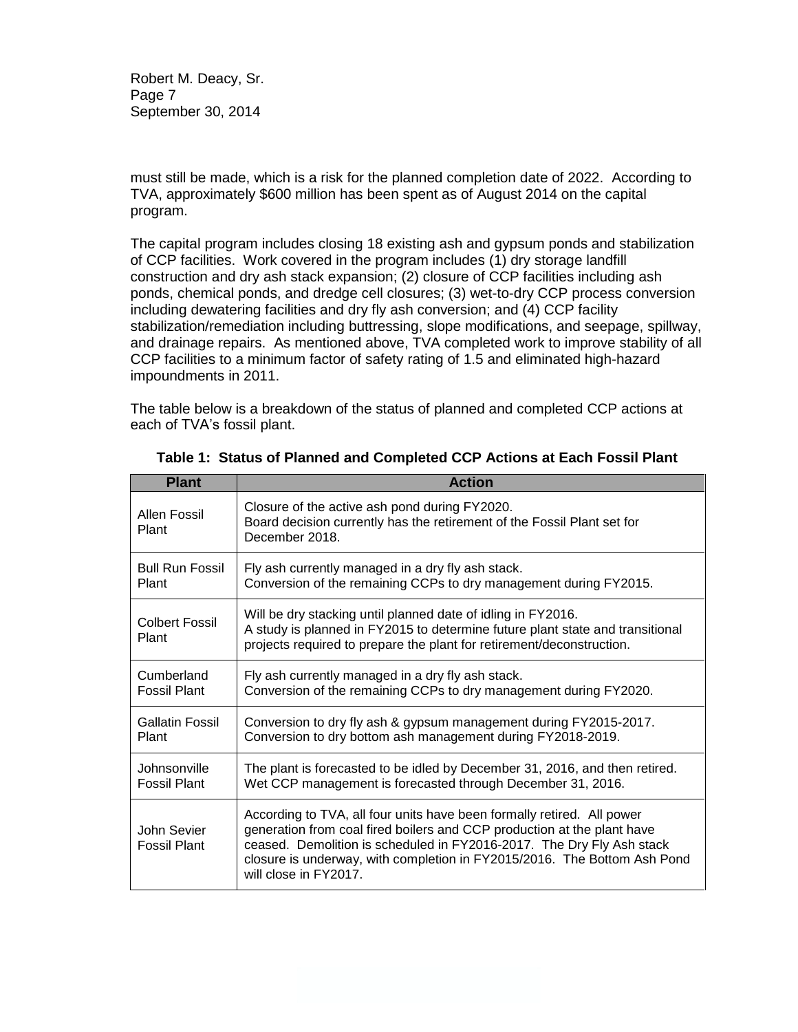must still be made, which is a risk for the planned completion date of 2022. According to TVA, approximately $600 million has been spent as of August 2014 on the capital program.

The capital program includes closing 18 existing ash and gypsum ponds and stabilization of CCP facilities. Work covered in the program includes (1) dry storage landfill construction and dry ash stack expansion; (2) closure of CCP facilities including ash ponds, chemical ponds, and dredge cell closures; (3) wet-to-dry CCP process conversion including dewatering facilities and dry fly ash conversion; and (4) CCP facility stabilization/remediation including buttressing, slope modifications, and seepage, spillway, and drainage repairs. As mentioned above, TVA completed work to improve stability of all CCP facilities to a minimum factor of safety rating of 1.5 and eliminated high-hazard impoundments in 2011.

The table below is a breakdown of the status of planned and completed CCP actions at each of TVA's fossil plant.

**Table 1: Status of Planned and Completed CCP Actions at Each Fossil Plant**

| Plant | Action |
|---|---|
| Allen Fossil Plant | Closure of the active ash pond during FY2020. Board decision currently has the retirement of the Fossil Plant set for December 2018. |
| Bull Run Fossil Plant | Fly ash currently managed in a dry fly ash stack. Conversion of the remaining CCPs to dry management during FY2015. |
| Colbert Fossil Plant | Will be dry stacking until planned date of idling in FY2016. A study is planned in FY2015 to determine future plant state and transitional projects required to prepare the plant for retirement/deconstruction. |
| Cumberland Fossil Plant | Fly ash currently managed in a dry fly ash stack. Conversion of the remaining CCPs to dry management during FY2020. |
| Gallatin Fossil Plant | Conversion to dry fly ash & gypsum management during FY2015-2017. Conversion to dry bottom ash management during FY2018-2019. |
| Johnsonville Fossil Plant | The plant is forecasted to be idled by December 31, 2016, and then retired. Wet CCP management is forecasted through December 31, 2016. |
| John Sevier Fossil Plant | According to TVA, all four units have been formally retired. All power generation from coal fired boilers and CCP production at the plant have ceased. Demolition is scheduled in FY2016-2017. The Dry Fly Ash stack closure is underway, with completion in FY2015/2016. The Bottom Ash Pond will close in FY2017. |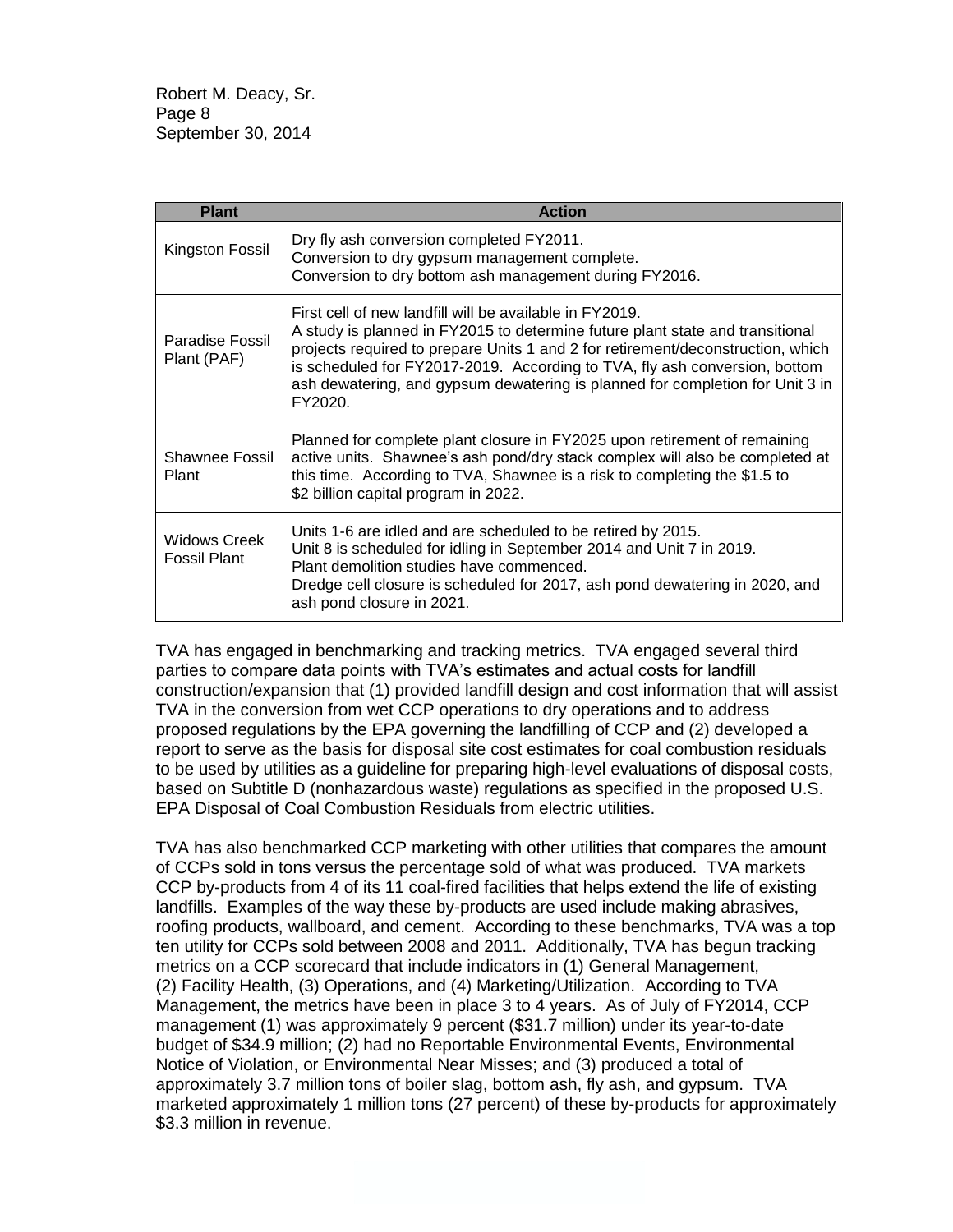| Plant | Action |
| --- | --- |
| Kingston Fossil | Dry fly ash conversion completed FY2011.<br>Conversion to dry gypsum management complete.<br>Conversion to dry bottom ash management during FY2016. |
| Paradise Fossil Plant (PAF) | First cell of new landfill will be available in FY2019.<br>A study is planned in FY2015 to determine future plant state and transitional projects required to prepare Units 1 and 2 for retirement/deconstruction, which is scheduled for FY2017-2019. According to TVA, fly ash conversion, bottom ash dewatering, and gypsum dewatering is planned for completion for Unit 3 in FY2020. |
| Shawnee Fossil Plant | Planned for complete plant closure in FY2025 upon retirement of remaining active units. Shawnee's ash pond/dry stack complex will also be completed at this time. According to TVA, Shawnee is a risk to completing the $1.5 to $2 billion capital program in 2022. |
| Widows Creek Fossil Plant | Units 1-6 are idled and are scheduled to be retired by 2015.<br>Unit 8 is scheduled for idling in September 2014 and Unit 7 in 2019.<br>Plant demolition studies have commenced.<br>Dredge cell closure is scheduled for 2017, ash pond dewatering in 2020, and ash pond closure in 2021. |

TVA has engaged in benchmarking and tracking metrics. TVA engaged several third parties to compare data points with TVA's estimates and actual costs for landfill construction/expansion that (1) provided landfill design and cost information that will assist TVA in the conversion from wet CCP operations to dry operations and to address proposed regulations by the EPA governing the landfilling of CCP and (2) developed a report to serve as the basis for disposal site cost estimates for coal combustion residuals to be used by utilities as a guideline for preparing high-level evaluations of disposal costs, based on Subtitle D (nonhazardous waste) regulations as specified in the proposed U.S. EPA Disposal of Coal Combustion Residuals from electric utilities.

TVA has also benchmarked CCP marketing with other utilities that compares the amount of CCPs sold in tons versus the percentage sold of what was produced. TVA markets CCP by-products from 4 of its 11 coal-fired facilities that helps extend the life of existing landfills. Examples of the way these by-products are used include making abrasives, roofing products, wallboard, and cement. According to these benchmarks, TVA was a top ten utility for CCPs sold between 2008 and 2011. Additionally, TVA has begun tracking metrics on a CCP scorecard that include indicators in (1) General Management, (2) Facility Health, (3) Operations, and (4) Marketing/Utilization. According to TVA Management, the metrics have been in place 3 to 4 years. As of July of FY2014, CCP management (1) was approximately 9 percent ($31.7 million) under its year-to-date budget of $34.9 million; (2) had no Reportable Environmental Events, Environmental Notice of Violation, or Environmental Near Misses; and (3) produced a total of approximately 3.7 million tons of boiler slag, bottom ash, fly ash, and gypsum. TVA marketed approximately 1 million tons (27 percent) of these by-products for approximately $3.3 million in revenue.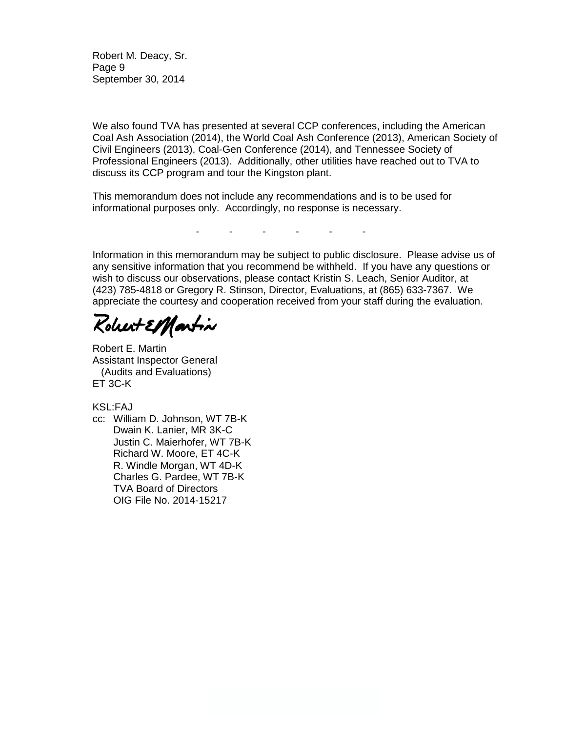We also found TVA has presented at several CCP conferences, including the American Coal Ash Association (2014), the World Coal Ash Conference (2013), American Society of Civil Engineers (2013), Coal-Gen Conference (2014), and Tennessee Society of Professional Engineers (2013). Additionally, other utilities have reached out to TVA to discuss its CCP program and tour the Kingston plant.

This memorandum does not include any recommendations and is to be used for informational purposes only. Accordingly, no response is necessary.

\- - - - - -

Information in this memorandum may be subject to public disclosure. Please advise us of any sensitive information that you recommend be withheld. If you have any questions or wish to discuss our observations, please contact Kristin S. Leach, Senior Auditor, at (423) 785-4818 or Gregory R. Stinson, Director, Evaluations, at (865) 633-7367. We appreciate the courtesy and cooperation received from your staff during the evaluation.

Robert E. Martin
Assistant Inspector General
(Audits and Evaluations)
ET 3C-K

KSL:FAJ

cc: William D. Johnson, WT 7B-K
Dwain K. Lanier, MR 3K-C
Justin C. Maierhofer, WT 7B-K
Richard W. Moore, ET 4C-K
R. Windle Morgan, WT 4D-K
Charles G. Pardee, WT 7B-K
TVA Board of Directors
OIG File No. 2014-15217